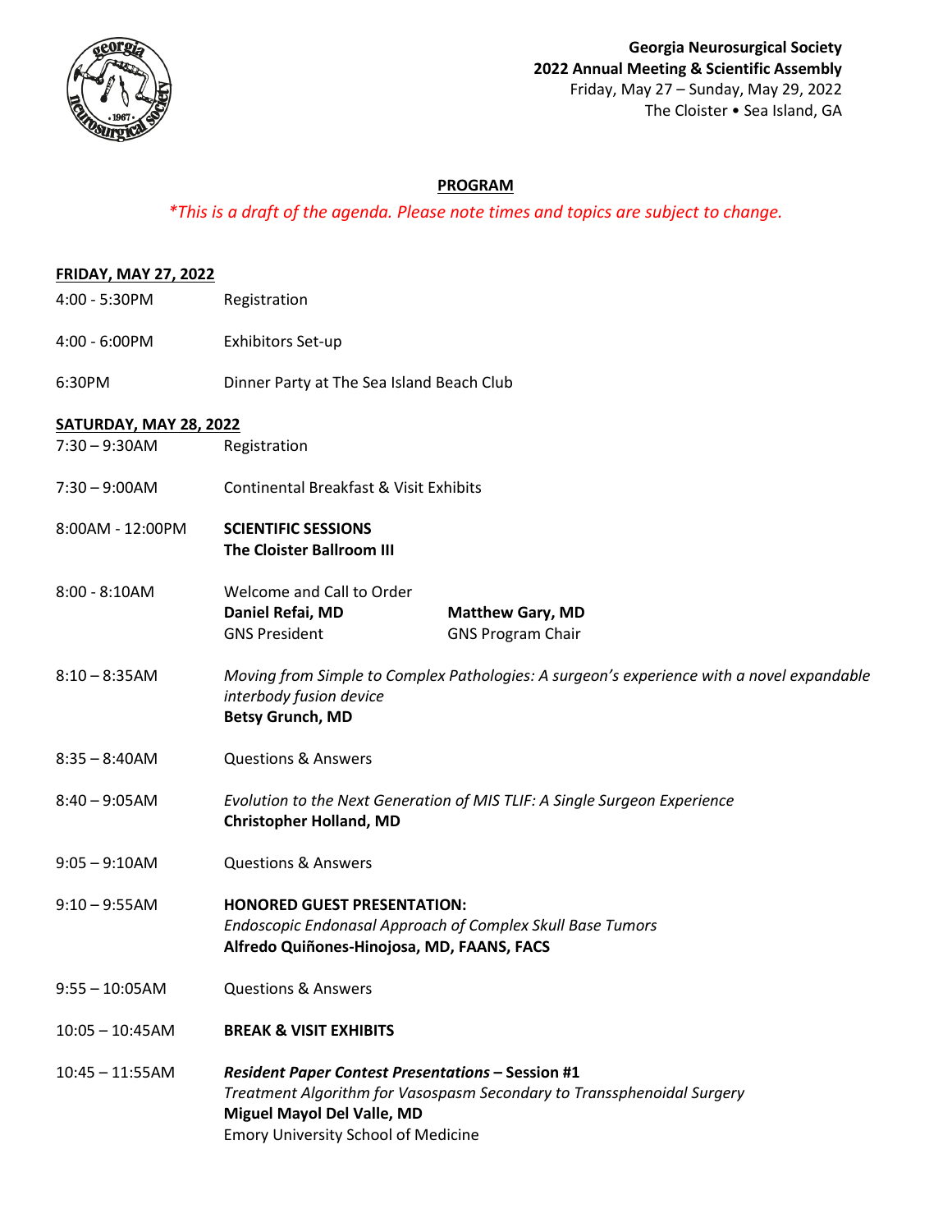**Georgia Neurosurgical Society**
**2022 Annual Meeting & Scientific Assembly**
Friday, May 27 – Sunday, May 29, 2022
The Cloister • Sea Island, GA

## PROGRAM

*\*This is a draft of the agenda. Please note times and topics are subject to change.*

### FRIDAY, MAY 27, 2022

| | |
|---|---|
| 4:00 - 5:30PM | Registration |
| 4:00 - 6:00PM | Exhibitors Set-up |
| 6:30PM | Dinner Party at The Sea Island Beach Club |

### SATURDAY, MAY 28, 2022

| | |
|---|---|
| 7:30 – 9:30AM | Registration |
| 7:30 – 9:00AM | Continental Breakfast & Visit Exhibits |
| 8:00AM - 12:00PM | **SCIENTIFIC SESSIONS**<br>**The Cloister Ballroom III** |
| 8:00 - 8:10AM | Welcome and Call to Order<br>**Daniel Refai, MD** – GNS President<br>**Matthew Gary, MD** – GNS Program Chair |
| 8:10 – 8:35AM | *Moving from Simple to Complex Pathologies: A surgeon's experience with a novel expandable interbody fusion device*<br>**Betsy Grunch, MD** |
| 8:35 – 8:40AM | Questions & Answers |
| 8:40 – 9:05AM | *Evolution to the Next Generation of MIS TLIF: A Single Surgeon Experience*<br>**Christopher Holland, MD** |
| 9:05 – 9:10AM | Questions & Answers |
| 9:10 – 9:55AM | **HONORED GUEST PRESENTATION:**<br>*Endoscopic Endonasal Approach of Complex Skull Base Tumors*<br>**Alfredo Quiñones-Hinojosa, MD, FAANS, FACS** |
| 9:55 – 10:05AM | Questions & Answers |
| 10:05 – 10:45AM | **BREAK & VISIT EXHIBITS** |
| 10:45 – 11:55AM | ***Resident Paper Contest Presentations* – Session #1**<br>*Treatment Algorithm for Vasospasm Secondary to Transsphenoidal Surgery*<br>**Miguel Mayol Del Valle, MD**<br>Emory University School of Medicine |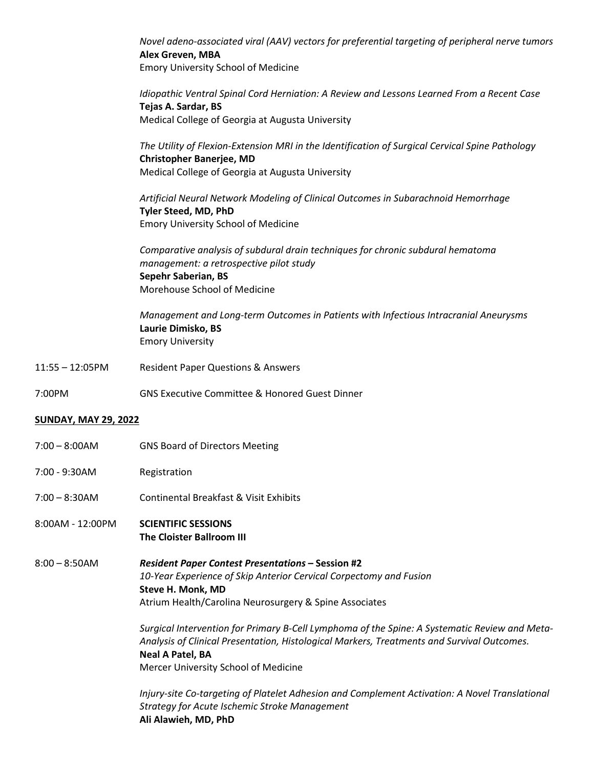*Novel adeno-associated viral (AAV) vectors for preferential targeting of peripheral nerve tumors*
**Alex Greven, MBA**
Emory University School of Medicine

*Idiopathic Ventral Spinal Cord Herniation: A Review and Lessons Learned From a Recent Case*
**Tejas A. Sardar, BS**
Medical College of Georgia at Augusta University

*The Utility of Flexion-Extension MRI in the Identification of Surgical Cervical Spine Pathology*
**Christopher Banerjee, MD**
Medical College of Georgia at Augusta University

*Artificial Neural Network Modeling of Clinical Outcomes in Subarachnoid Hemorrhage*
**Tyler Steed, MD, PhD**
Emory University School of Medicine

*Comparative analysis of subdural drain techniques for chronic subdural hematoma management: a retrospective pilot study*
**Sepehr Saberian, BS**
Morehouse School of Medicine

*Management and Long-term Outcomes in Patients with Infectious Intracranial Aneurysms*
**Laurie Dimisko, BS**
Emory University

11:55 – 12:05PM Resident Paper Questions & Answers

7:00PM GNS Executive Committee & Honored Guest Dinner

**SUNDAY, MAY 29, 2022**

7:00 – 8:00AM GNS Board of Directors Meeting

7:00 - 9:30AM Registration

7:00 – 8:30AM Continental Breakfast & Visit Exhibits

8:00AM - 12:00PM **SCIENTIFIC SESSIONS**
**The Cloister Ballroom III**

8:00 – 8:50AM ***Resident Paper Contest Presentations* – Session #2**

*10-Year Experience of Skip Anterior Cervical Corpectomy and Fusion*
**Steve H. Monk, MD**
Atrium Health/Carolina Neurosurgery & Spine Associates

*Surgical Intervention for Primary B-Cell Lymphoma of the Spine: A Systematic Review and Meta-Analysis of Clinical Presentation, Histological Markers, Treatments and Survival Outcomes.*
**Neal A Patel, BA**
Mercer University School of Medicine

*Injury-site Co-targeting of Platelet Adhesion and Complement Activation: A Novel Translational Strategy for Acute Ischemic Stroke Management*
**Ali Alawieh, MD, PhD**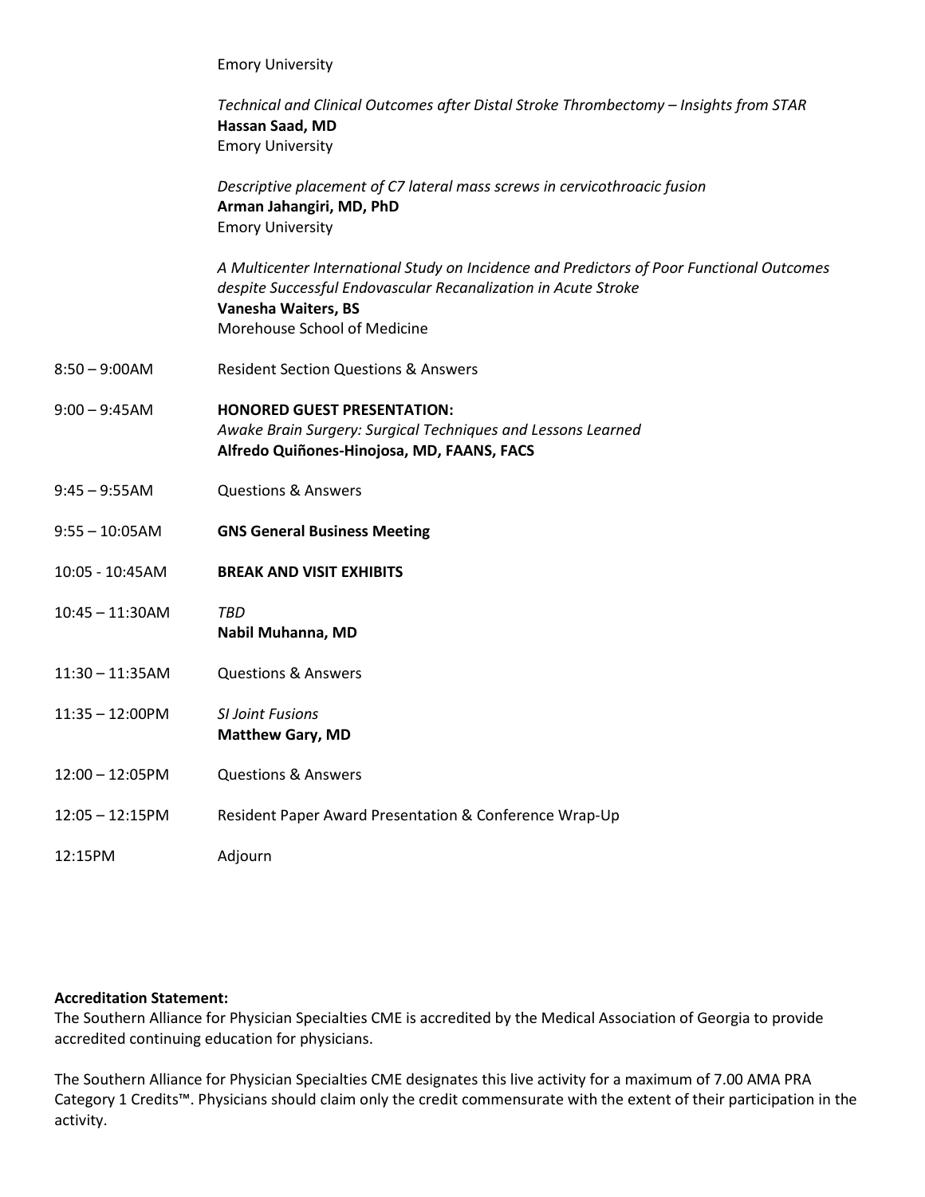Emory University

*Technical and Clinical Outcomes after Distal Stroke Thrombectomy – Insights from STAR*
**Hassan Saad, MD**
Emory University

*Descriptive placement of C7 lateral mass screws in cervicothroacic fusion*
**Arman Jahangiri, MD, PhD**
Emory University

*A Multicenter International Study on Incidence and Predictors of Poor Functional Outcomes despite Successful Endovascular Recanalization in Acute Stroke*
**Vanesha Waiters, BS**
Morehouse School of Medicine

| | |
|---|---|
| 8:50 – 9:00AM | Resident Section Questions & Answers |
| 9:00 – 9:45AM | **HONORED GUEST PRESENTATION:** *Awake Brain Surgery: Surgical Techniques and Lessons Learned* **Alfredo Quiñones-Hinojosa, MD, FAANS, FACS** |
| 9:45 – 9:55AM | Questions & Answers |
| 9:55 – 10:05AM | **GNS General Business Meeting** |
| 10:05 - 10:45AM | **BREAK AND VISIT EXHIBITS** |
| 10:45 – 11:30AM | *TBD* **Nabil Muhanna, MD** |
| 11:30 – 11:35AM | Questions & Answers |
| 11:35 – 12:00PM | *SI Joint Fusions* **Matthew Gary, MD** |
| 12:00 – 12:05PM | Questions & Answers |
| 12:05 – 12:15PM | Resident Paper Award Presentation & Conference Wrap-Up |
| 12:15PM | Adjourn |

**Accreditation Statement:**
The Southern Alliance for Physician Specialties CME is accredited by the Medical Association of Georgia to provide accredited continuing education for physicians.

The Southern Alliance for Physician Specialties CME designates this live activity for a maximum of 7.00 AMA PRA Category 1 Credits™. Physicians should claim only the credit commensurate with the extent of their participation in the activity.